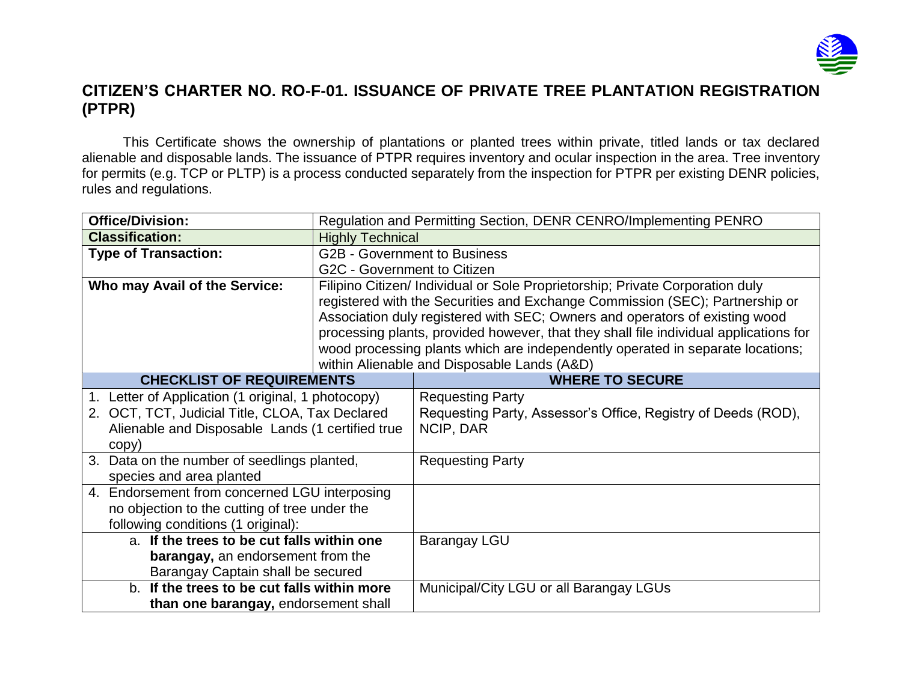# CITIZEN'S CHARTER NO. RO-F-01. ISSUANCE OF PRIVATE TREE PLANTATION REGISTRATION (PTPR)

This Certificate shows the ownership of plantations or planted trees within private, titled lands or tax declared alienable and disposable lands. The issuance of PTPR requires inventory and ocular inspection in the area. Tree inventory for permits (e.g. TCP or PLTP) is a process conducted separately from the inspection for PTPR per existing DENR policies, rules and regulations.

| | |
|---|---|
| **Office/Division:** | Regulation and Permitting Section, DENR CENRO/Implementing PENRO |
| **Classification:** | Highly Technical |
| **Type of Transaction:** | G2B - Government to Business<br>G2C - Government to Citizen |
| **Who may Avail of the Service:** | Filipino Citizen/ Individual or Sole Proprietorship; Private Corporation duly registered with the Securities and Exchange Commission (SEC); Partnership or Association duly registered with SEC; Owners and operators of existing wood processing plants, provided however, that they shall file individual applications for wood processing plants which are independently operated in separate locations; within Alienable and Disposable Lands (A&D) |

| CHECKLIST OF REQUIREMENTS | WHERE TO SECURE |
|---|---|
| 1. Letter of Application (1 original, 1 photocopy)<br>2. OCT, TCT, Judicial Title, CLOA, Tax Declared Alienable and Disposable Lands (1 certified true copy) | Requesting Party<br>Requesting Party, Assessor's Office, Registry of Deeds (ROD), NCIP, DAR |
| 3. Data on the number of seedlings planted, species and area planted | Requesting Party |
| 4. Endorsement from concerned LGU interposing no objection to the cutting of tree under the following conditions (1 original): | |
| a. **If the trees to be cut falls within one barangay,** an endorsement from the Barangay Captain shall be secured | Barangay LGU |
| b. **If the trees to be cut falls within more than one barangay,** endorsement shall | Municipal/City LGU or all Barangay LGUs |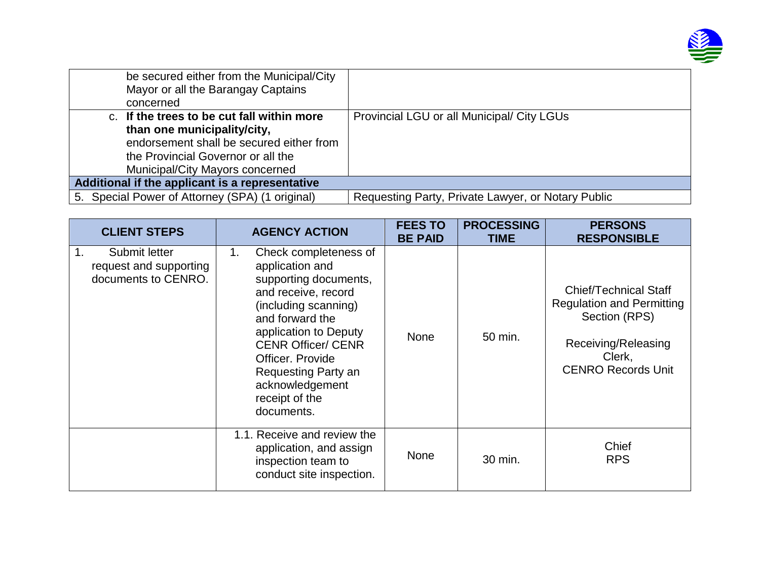| | |
|---|---|
| be secured either from the Municipal/City Mayor or all the Barangay Captains concerned | |
| c. **If the trees to be cut fall within more than one municipality/city,** endorsement shall be secured either from the Provincial Governor or all the Municipal/City Mayors concerned | Provincial LGU or all Municipal/ City LGUs |
| **Additional if the applicant is a representative** | |
| 5. Special Power of Attorney (SPA) (1 original) | Requesting Party, Private Lawyer, or Notary Public |

| CLIENT STEPS | AGENCY ACTION | FEES TO BE PAID | PROCESSING TIME | PERSONS RESPONSIBLE |
|---|---|---|---|---|
| 1. Submit letter request and supporting documents to CENRO. | 1. Check completeness of application and supporting documents, and receive, record (including scanning) and forward the application to Deputy CENR Officer/ CENR Officer. Provide Requesting Party an acknowledgement receipt of the documents. | None | 50 min. | Chief/Technical Staff Regulation and Permitting Section (RPS)<br><br>Receiving/Releasing Clerk, CENRO Records Unit |
| | 1.1. Receive and review the application, and assign inspection team to conduct site inspection. | None | 30 min. | Chief RPS |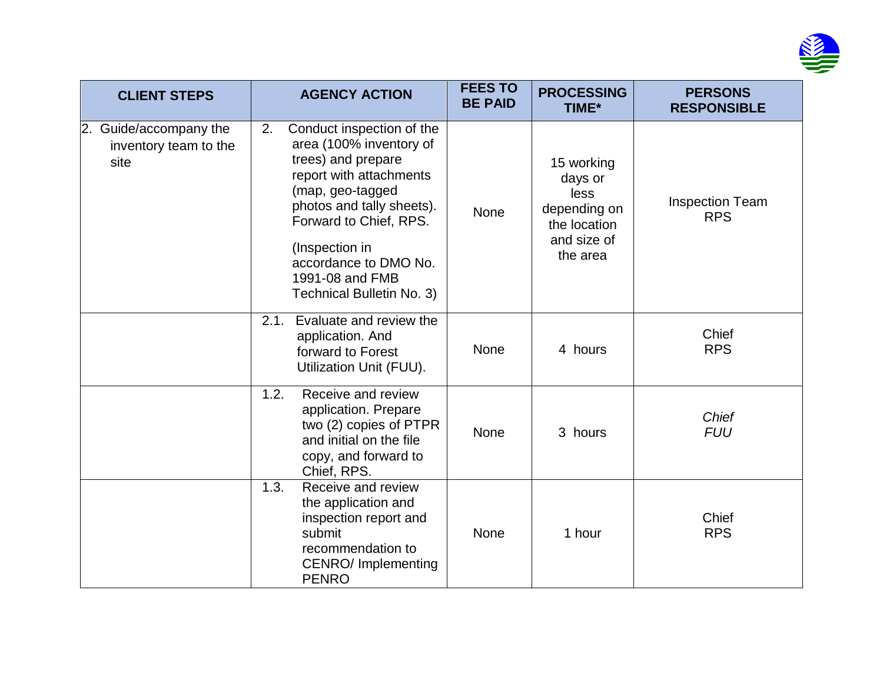| CLIENT STEPS | AGENCY ACTION | FEES TO BE PAID | PROCESSING TIME* | PERSONS RESPONSIBLE |
|---|---|---|---|---|
| 2. Guide/accompany the inventory team to the site | 2. Conduct inspection of the area (100% inventory of trees) and prepare report with attachments (map, geo-tagged photos and tally sheets). Forward to Chief, RPS.<br><br>(Inspection in accordance to DMO No. 1991-08 and FMB Technical Bulletin No. 3) | None | 15 working days or less depending on the location and size of the area | Inspection Team RPS |
| | 2.1. Evaluate and review the application. And forward to Forest Utilization Unit (FUU). | None | 4 hours | Chief RPS |
| | 1.2. Receive and review application. Prepare two (2) copies of PTPR and initial on the file copy, and forward to Chief, RPS. | None | 3 hours | *Chief FUU* |
| | 1.3. Receive and review the application and inspection report and submit recommendation to CENRO/ Implementing PENRO | None | 1 hour | Chief RPS |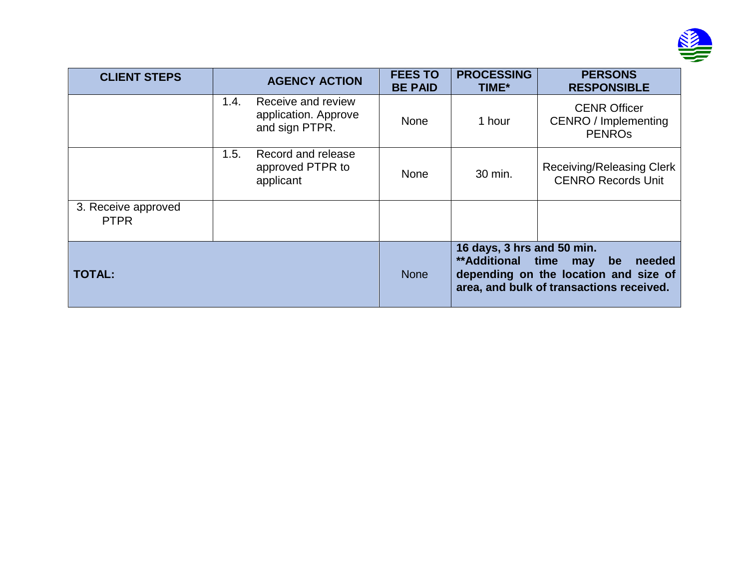| CLIENT STEPS | AGENCY ACTION | FEES TO BE PAID | PROCESSING TIME* | PERSONS RESPONSIBLE |
|---|---|---|---|---|
| | 1.4. Receive and review application. Approve and sign PTPR. | None | 1 hour | CENR Officer CENRO / Implementing PENROs |
| | 1.5. Record and release approved PTPR to applicant | None | 30 min. | Receiving/Releasing Clerk CENRO Records Unit |
| 3. Receive approved PTPR | | | | |
| **TOTAL:** | | None | **16 days, 3 hrs and 50 min. **Additional time may be needed depending on the location and size of area, and bulk of transactions received.** | |